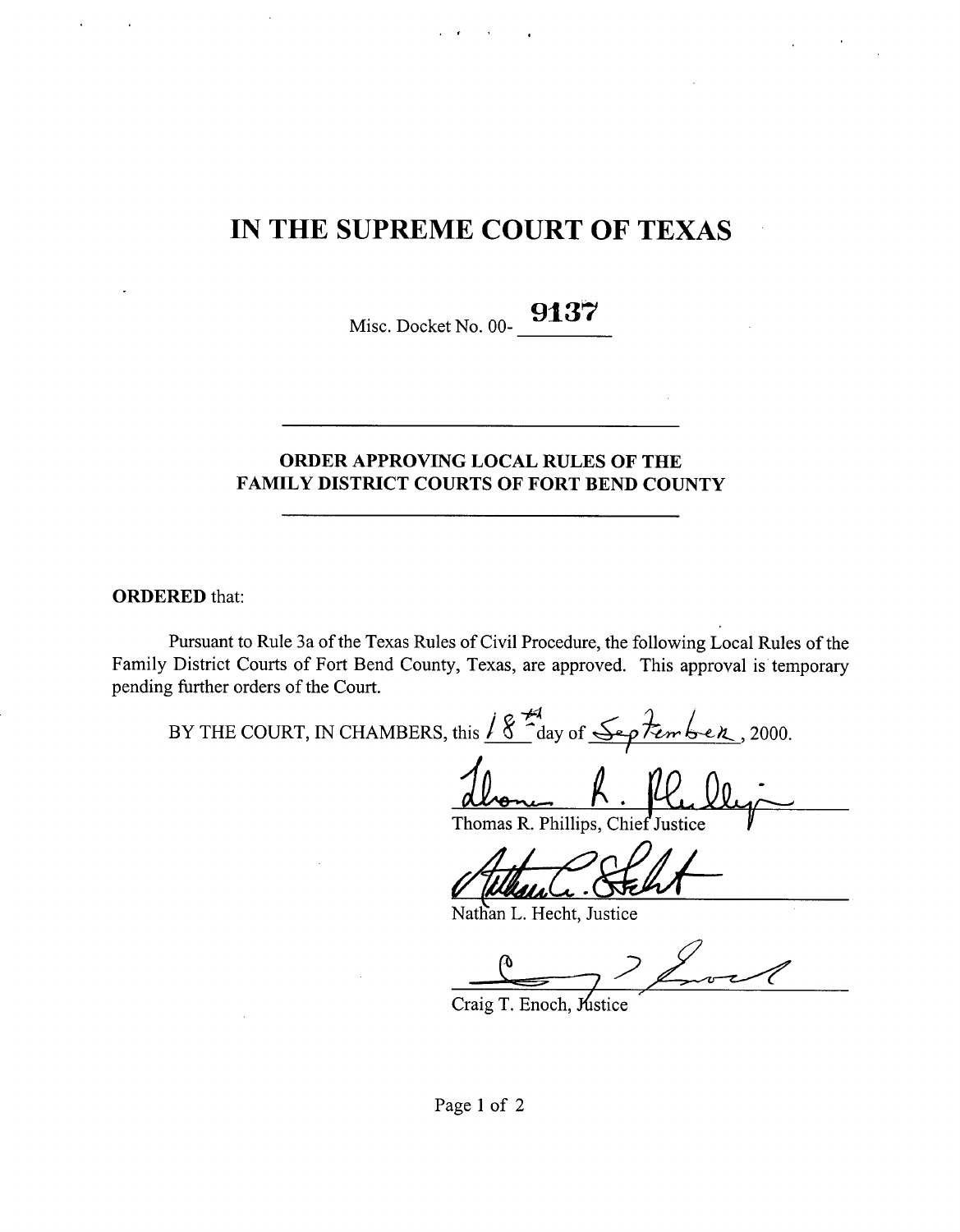# IN THE SUPREME COURT OF TEXAS

Misc. Docket No. 00- 9137

---

**ORDER APPROVING LOCAL RULES OF THE FAMILY DISTRICT COURTS OF FORT BEND COUNTY**

---

**ORDERED** that:

Pursuant to Rule 3a of the Texas Rules of Civil Procedure, the following Local Rules of the Family District Courts of Fort Bend County, Texas, are approved. This approval is temporary pending further orders of the Court.

BY THE COURT, IN CHAMBERS, this 18th day of September, 2000.

Thomas R. Phillips, Chief Justice

Nathan L. Hecht, Justice

Craig T. Enoch, Justice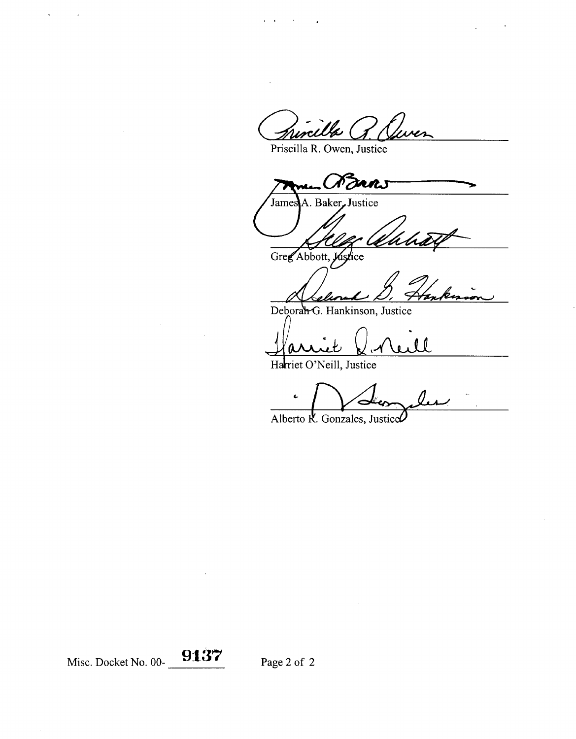Priscilla R. Owen, Justice

James A. Baker, Justice

Greg Abbott, Justice

Deborah G. Hankinson, Justice

Harriet O'Neill, Justice

Alberto R. Gonzales, Justice

Misc. Docket No. 00- **9137**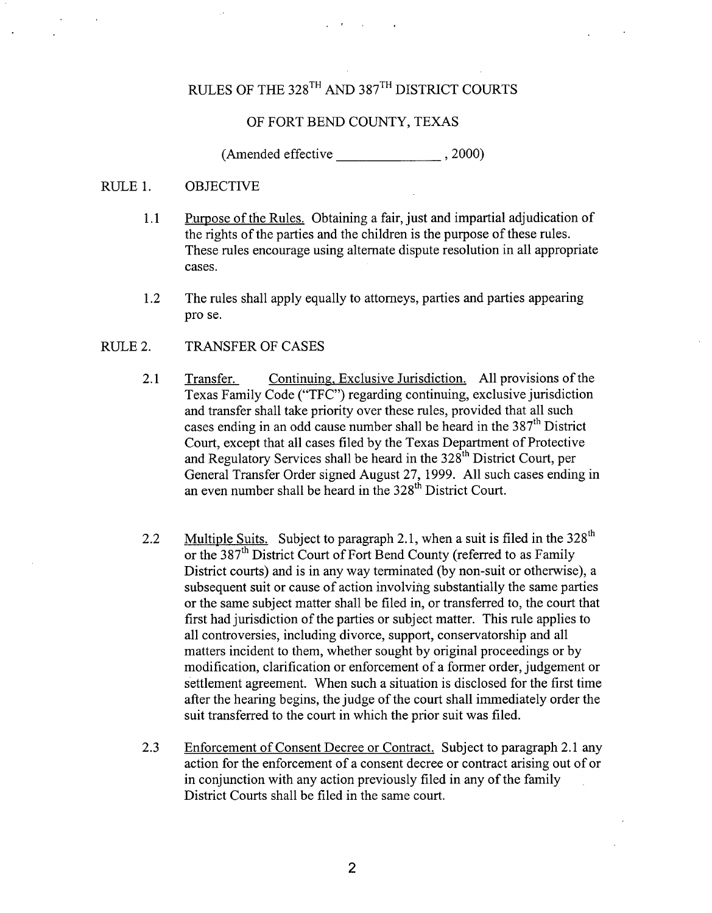# RULES OF THE 328$^{TH}$ AND 387$^{TH}$ DISTRICT COURTS

## OF FORT BEND COUNTY, TEXAS

(Amended effective _______________ , 2000)

## RULE 1. OBJECTIVE

1.1 Purpose of the Rules. Obtaining a fair, just and impartial adjudication of the rights of the parties and the children is the purpose of these rules. These rules encourage using alternate dispute resolution in all appropriate cases.

1.2 The rules shall apply equally to attorneys, parties and parties appearing pro se.

## RULE 2. TRANSFER OF CASES

2.1 Transfer. Continuing, Exclusive Jurisdiction. All provisions of the Texas Family Code ("TFC") regarding continuing, exclusive jurisdiction and transfer shall take priority over these rules, provided that all such cases ending in an odd cause number shall be heard in the 387$^{th}$ District Court, except that all cases filed by the Texas Department of Protective and Regulatory Services shall be heard in the 328$^{th}$ District Court, per General Transfer Order signed August 27, 1999. All such cases ending in an even number shall be heard in the 328$^{th}$ District Court.

2.2 Multiple Suits. Subject to paragraph 2.1, when a suit is filed in the 328$^{th}$ or the 387$^{th}$ District Court of Fort Bend County (referred to as Family District courts) and is in any way terminated (by non-suit or otherwise), a subsequent suit or cause of action involving substantially the same parties or the same subject matter shall be filed in, or transferred to, the court that first had jurisdiction of the parties or subject matter. This rule applies to all controversies, including divorce, support, conservatorship and all matters incident to them, whether sought by original proceedings or by modification, clarification or enforcement of a former order, judgement or settlement agreement. When such a situation is disclosed for the first time after the hearing begins, the judge of the court shall immediately order the suit transferred to the court in which the prior suit was filed.

2.3 Enforcement of Consent Decree or Contract. Subject to paragraph 2.1 any action for the enforcement of a consent decree or contract arising out of or in conjunction with any action previously filed in any of the family District Courts shall be filed in the same court.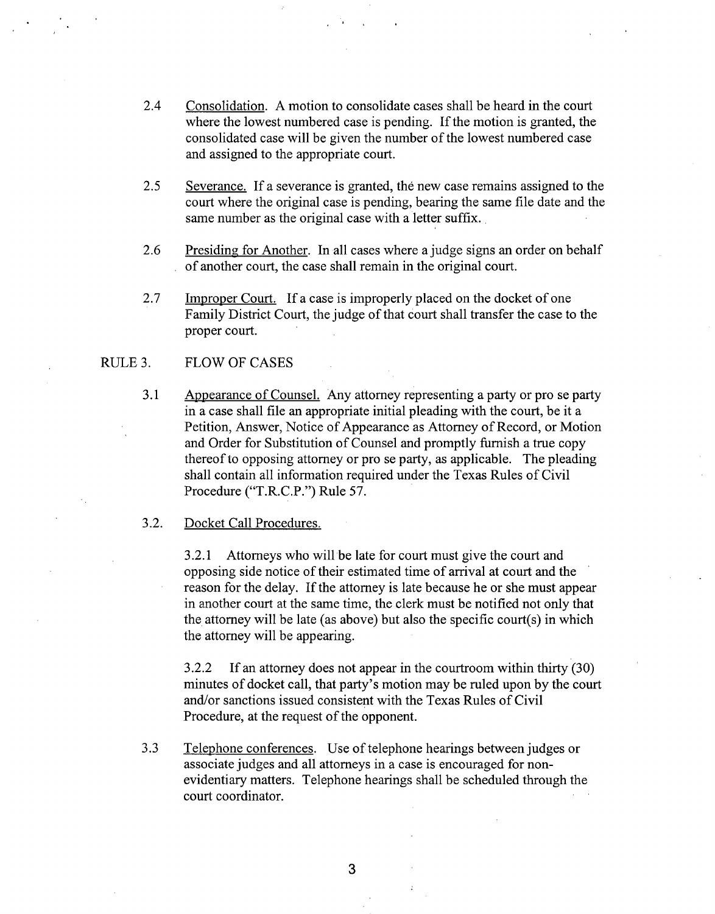2.4 Consolidation. A motion to consolidate cases shall be heard in the court where the lowest numbered case is pending. If the motion is granted, the consolidated case will be given the number of the lowest numbered case and assigned to the appropriate court.

2.5 Severance. If a severance is granted, the new case remains assigned to the court where the original case is pending, bearing the same file date and the same number as the original case with a letter suffix.

2.6 Presiding for Another. In all cases where a judge signs an order on behalf of another court, the case shall remain in the original court.

2.7 Improper Court. If a case is improperly placed on the docket of one Family District Court, the judge of that court shall transfer the case to the proper court.

## RULE 3. FLOW OF CASES

3.1 Appearance of Counsel. Any attorney representing a party or pro se party in a case shall file an appropriate initial pleading with the court, be it a Petition, Answer, Notice of Appearance as Attorney of Record, or Motion and Order for Substitution of Counsel and promptly furnish a true copy thereof to opposing attorney or pro se party, as applicable. The pleading shall contain all information required under the Texas Rules of Civil Procedure ("T.R.C.P.") Rule 57.

3.2. Docket Call Procedures.

3.2.1 Attorneys who will be late for court must give the court and opposing side notice of their estimated time of arrival at court and the reason for the delay. If the attorney is late because he or she must appear in another court at the same time, the clerk must be notified not only that the attorney will be late (as above) but also the specific court(s) in which the attorney will be appearing.

3.2.2 If an attorney does not appear in the courtroom within thirty (30) minutes of docket call, that party's motion may be ruled upon by the court and/or sanctions issued consistent with the Texas Rules of Civil Procedure, at the request of the opponent.

3.3 Telephone conferences. Use of telephone hearings between judges or associate judges and all attorneys in a case is encouraged for non-evidentiary matters. Telephone hearings shall be scheduled through the court coordinator.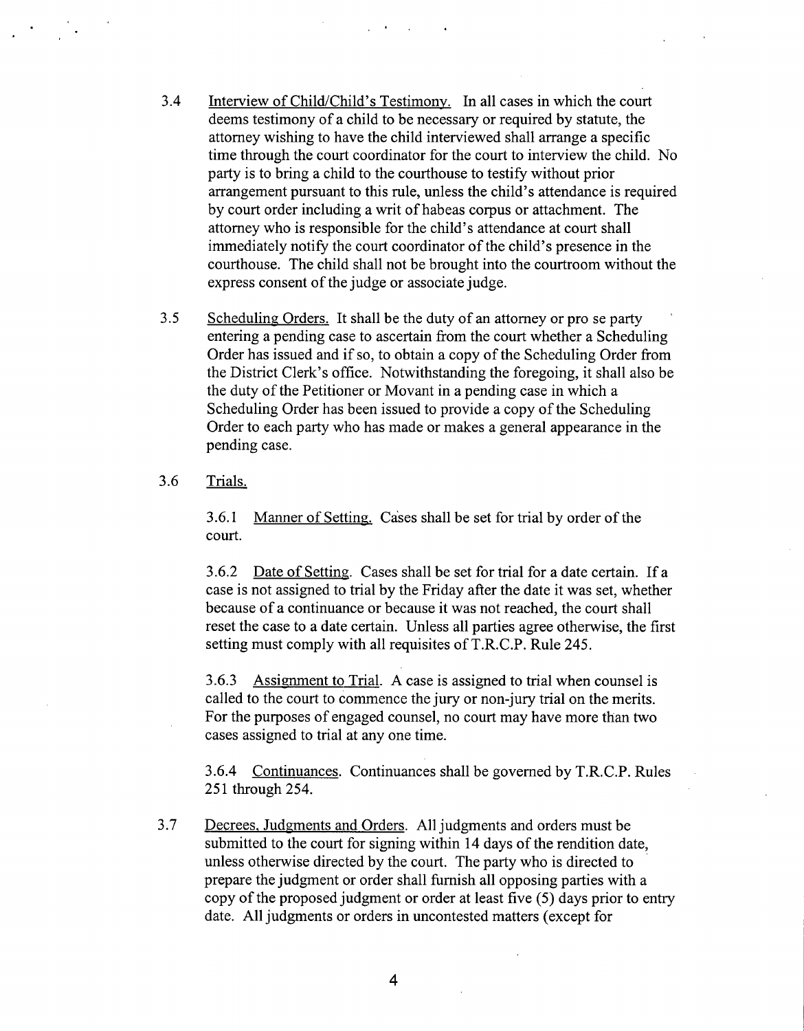3.4 Interview of Child/Child's Testimony. In all cases in which the court deems testimony of a child to be necessary or required by statute, the attorney wishing to have the child interviewed shall arrange a specific time through the court coordinator for the court to interview the child. No party is to bring a child to the courthouse to testify without prior arrangement pursuant to this rule, unless the child's attendance is required by court order including a writ of habeas corpus or attachment. The attorney who is responsible for the child's attendance at court shall immediately notify the court coordinator of the child's presence in the courthouse. The child shall not be brought into the courtroom without the express consent of the judge or associate judge.

3.5 Scheduling Orders. It shall be the duty of an attorney or pro se party entering a pending case to ascertain from the court whether a Scheduling Order has issued and if so, to obtain a copy of the Scheduling Order from the District Clerk's office. Notwithstanding the foregoing, it shall also be the duty of the Petitioner or Movant in a pending case in which a Scheduling Order has been issued to provide a copy of the Scheduling Order to each party who has made or makes a general appearance in the pending case.

3.6 Trials.

3.6.1 Manner of Setting. Cases shall be set for trial by order of the court.

3.6.2 Date of Setting. Cases shall be set for trial for a date certain. If a case is not assigned to trial by the Friday after the date it was set, whether because of a continuance or because it was not reached, the court shall reset the case to a date certain. Unless all parties agree otherwise, the first setting must comply with all requisites of T.R.C.P. Rule 245.

3.6.3 Assignment to Trial. A case is assigned to trial when counsel is called to the court to commence the jury or non-jury trial on the merits. For the purposes of engaged counsel, no court may have more than two cases assigned to trial at any one time.

3.6.4 Continuances. Continuances shall be governed by T.R.C.P. Rules 251 through 254.

3.7 Decrees, Judgments and Orders. All judgments and orders must be submitted to the court for signing within 14 days of the rendition date, unless otherwise directed by the court. The party who is directed to prepare the judgment or order shall furnish all opposing parties with a copy of the proposed judgment or order at least five (5) days prior to entry date. All judgments or orders in uncontested matters (except for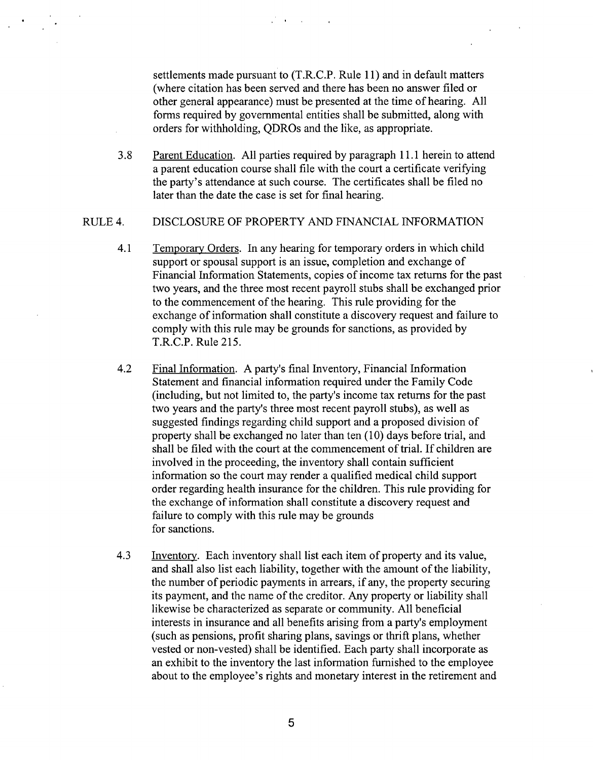settlements made pursuant to (T.R.C.P. Rule 11) and in default matters (where citation has been served and there has been no answer filed or other general appearance) must be presented at the time of hearing. All forms required by governmental entities shall be submitted, along with orders for withholding, QDROs and the like, as appropriate.

3.8 Parent Education. All parties required by paragraph 11.1 herein to attend a parent education course shall file with the court a certificate verifying the party's attendance at such course. The certificates shall be filed no later than the date the case is set for final hearing.

## RULE 4. DISCLOSURE OF PROPERTY AND FINANCIAL INFORMATION

4.1 Temporary Orders. In any hearing for temporary orders in which child support or spousal support is an issue, completion and exchange of Financial Information Statements, copies of income tax returns for the past two years, and the three most recent payroll stubs shall be exchanged prior to the commencement of the hearing. This rule providing for the exchange of information shall constitute a discovery request and failure to comply with this rule may be grounds for sanctions, as provided by T.R.C.P. Rule 215.

4.2 Final Information. A party's final Inventory, Financial Information Statement and financial information required under the Family Code (including, but not limited to, the party's income tax returns for the past two years and the party's three most recent payroll stubs), as well as suggested findings regarding child support and a proposed division of property shall be exchanged no later than ten (10) days before trial, and shall be filed with the court at the commencement of trial. If children are involved in the proceeding, the inventory shall contain sufficient information so the court may render a qualified medical child support order regarding health insurance for the children. This rule providing for the exchange of information shall constitute a discovery request and failure to comply with this rule may be grounds for sanctions.

4.3 Inventory. Each inventory shall list each item of property and its value, and shall also list each liability, together with the amount of the liability, the number of periodic payments in arrears, if any, the property securing its payment, and the name of the creditor. Any property or liability shall likewise be characterized as separate or community. All beneficial interests in insurance and all benefits arising from a party's employment (such as pensions, profit sharing plans, savings or thrift plans, whether vested or non-vested) shall be identified. Each party shall incorporate as an exhibit to the inventory the last information furnished to the employee about to the employee's rights and monetary interest in the retirement and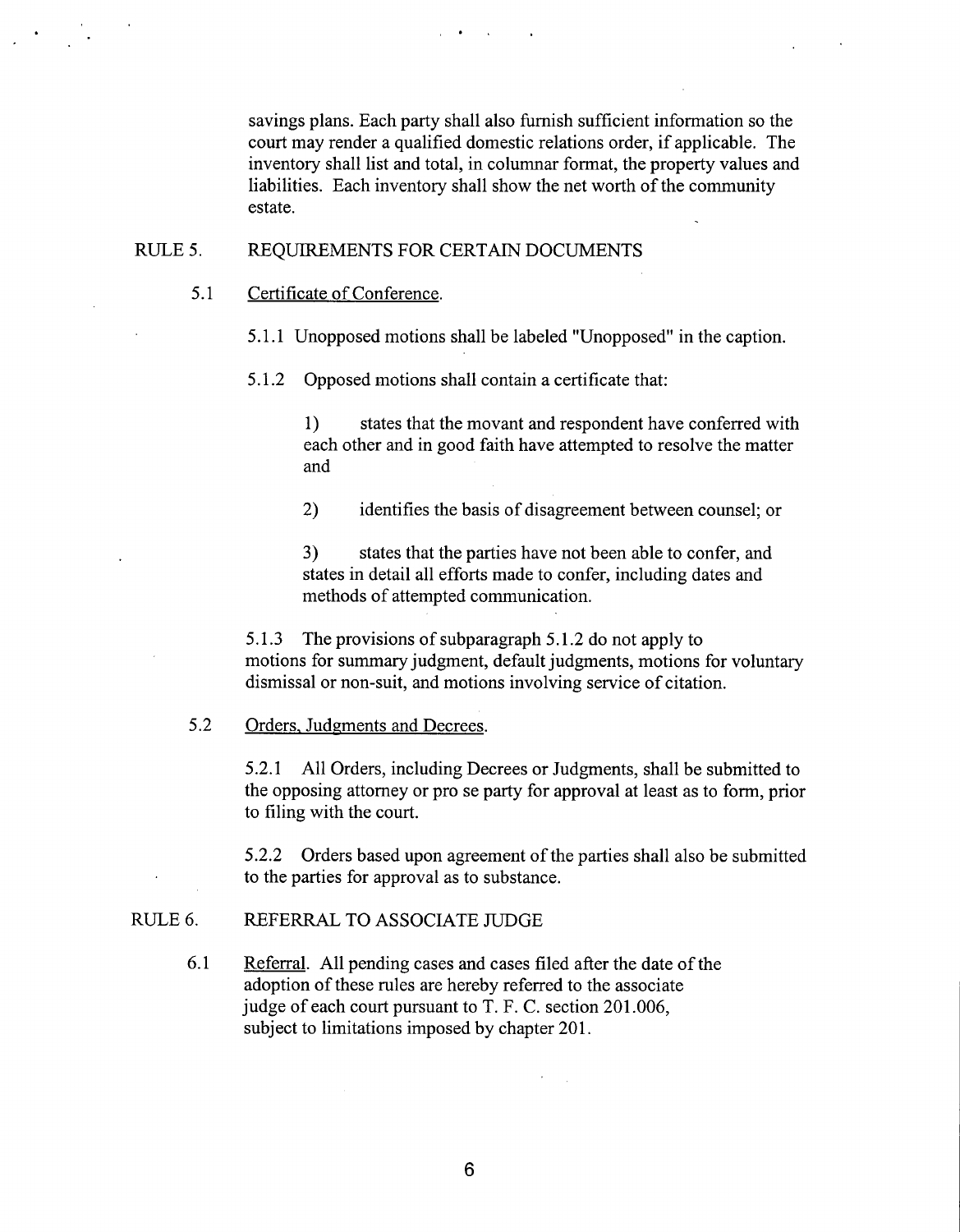savings plans. Each party shall also furnish sufficient information so the court may render a qualified domestic relations order, if applicable. The inventory shall list and total, in columnar format, the property values and liabilities. Each inventory shall show the net worth of the community estate.

## RULE 5. REQUIREMENTS FOR CERTAIN DOCUMENTS

### 5.1 Certificate of Conference.

5.1.1 Unopposed motions shall be labeled "Unopposed" in the caption.

5.1.2 Opposed motions shall contain a certificate that:

1) states that the movant and respondent have conferred with each other and in good faith have attempted to resolve the matter and

2) identifies the basis of disagreement between counsel; or

3) states that the parties have not been able to confer, and states in detail all efforts made to confer, including dates and methods of attempted communication.

5.1.3 The provisions of subparagraph 5.1.2 do not apply to motions for summary judgment, default judgments, motions for voluntary dismissal or non-suit, and motions involving service of citation.

### 5.2 Orders, Judgments and Decrees.

5.2.1 All Orders, including Decrees or Judgments, shall be submitted to the opposing attorney or pro se party for approval at least as to form, prior to filing with the court.

5.2.2 Orders based upon agreement of the parties shall also be submitted to the parties for approval as to substance.

## RULE 6. REFERRAL TO ASSOCIATE JUDGE

6.1 Referral. All pending cases and cases filed after the date of the adoption of these rules are hereby referred to the associate judge of each court pursuant to T. F. C. section 201.006, subject to limitations imposed by chapter 201.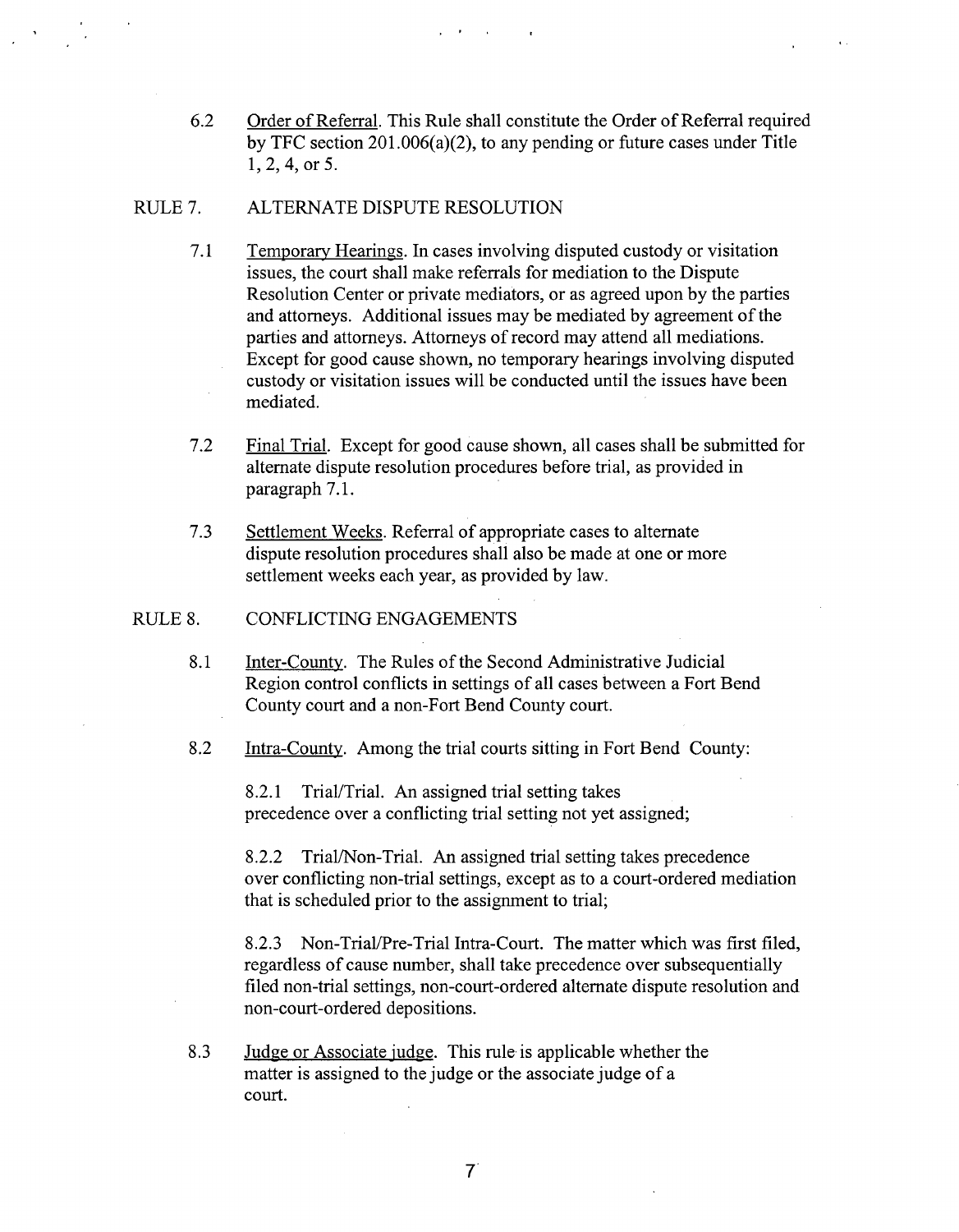6.2 Order of Referral. This Rule shall constitute the Order of Referral required by TFC section 201.006(a)(2), to any pending or future cases under Title 1, 2, 4, or 5.

## RULE 7. ALTERNATE DISPUTE RESOLUTION

7.1 Temporary Hearings. In cases involving disputed custody or visitation issues, the court shall make referrals for mediation to the Dispute Resolution Center or private mediators, or as agreed upon by the parties and attorneys. Additional issues may be mediated by agreement of the parties and attorneys. Attorneys of record may attend all mediations. Except for good cause shown, no temporary hearings involving disputed custody or visitation issues will be conducted until the issues have been mediated.

7.2 Final Trial. Except for good cause shown, all cases shall be submitted for alternate dispute resolution procedures before trial, as provided in paragraph 7.1.

7.3 Settlement Weeks. Referral of appropriate cases to alternate dispute resolution procedures shall also be made at one or more settlement weeks each year, as provided by law.

## RULE 8. CONFLICTING ENGAGEMENTS

8.1 Inter-County. The Rules of the Second Administrative Judicial Region control conflicts in settings of all cases between a Fort Bend County court and a non-Fort Bend County court.

8.2 Intra-County. Among the trial courts sitting in Fort Bend County:

8.2.1 Trial/Trial. An assigned trial setting takes precedence over a conflicting trial setting not yet assigned;

8.2.2 Trial/Non-Trial. An assigned trial setting takes precedence over conflicting non-trial settings, except as to a court-ordered mediation that is scheduled prior to the assignment to trial;

8.2.3 Non-Trial/Pre-Trial Intra-Court. The matter which was first filed, regardless of cause number, shall take precedence over subsequentially filed non-trial settings, non-court-ordered alternate dispute resolution and non-court-ordered depositions.

8.3 Judge or Associate judge. This rule is applicable whether the matter is assigned to the judge or the associate judge of a court.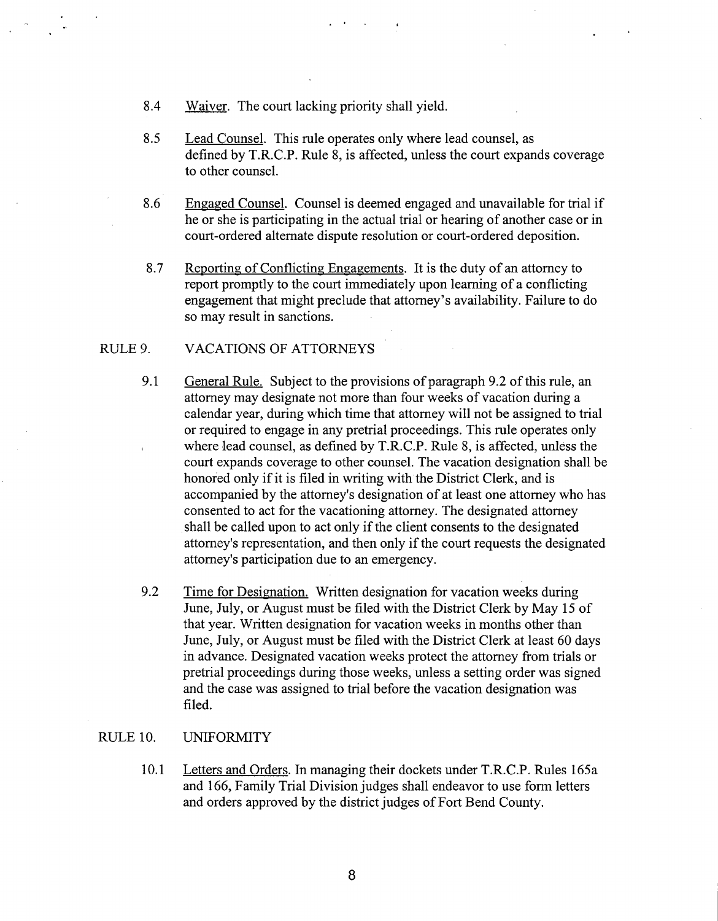8.4 Waiver. The court lacking priority shall yield.

8.5 Lead Counsel. This rule operates only where lead counsel, as defined by T.R.C.P. Rule 8, is affected, unless the court expands coverage to other counsel.

8.6 Engaged Counsel. Counsel is deemed engaged and unavailable for trial if he or she is participating in the actual trial or hearing of another case or in court-ordered alternate dispute resolution or court-ordered deposition.

8.7 Reporting of Conflicting Engagements. It is the duty of an attorney to report promptly to the court immediately upon learning of a conflicting engagement that might preclude that attorney's availability. Failure to do so may result in sanctions.

## RULE 9. VACATIONS OF ATTORNEYS

9.1 General Rule. Subject to the provisions of paragraph 9.2 of this rule, an attorney may designate not more than four weeks of vacation during a calendar year, during which time that attorney will not be assigned to trial or required to engage in any pretrial proceedings. This rule operates only where lead counsel, as defined by T.R.C.P. Rule 8, is affected, unless the court expands coverage to other counsel. The vacation designation shall be honored only if it is filed in writing with the District Clerk, and is accompanied by the attorney's designation of at least one attorney who has consented to act for the vacationing attorney. The designated attorney shall be called upon to act only if the client consents to the designated attorney's representation, and then only if the court requests the designated attorney's participation due to an emergency.

9.2 Time for Designation. Written designation for vacation weeks during June, July, or August must be filed with the District Clerk by May 15 of that year. Written designation for vacation weeks in months other than June, July, or August must be filed with the District Clerk at least 60 days in advance. Designated vacation weeks protect the attorney from trials or pretrial proceedings during those weeks, unless a setting order was signed and the case was assigned to trial before the vacation designation was filed.

## RULE 10. UNIFORMITY

10.1 Letters and Orders. In managing their dockets under T.R.C.P. Rules 165a and 166, Family Trial Division judges shall endeavor to use form letters and orders approved by the district judges of Fort Bend County.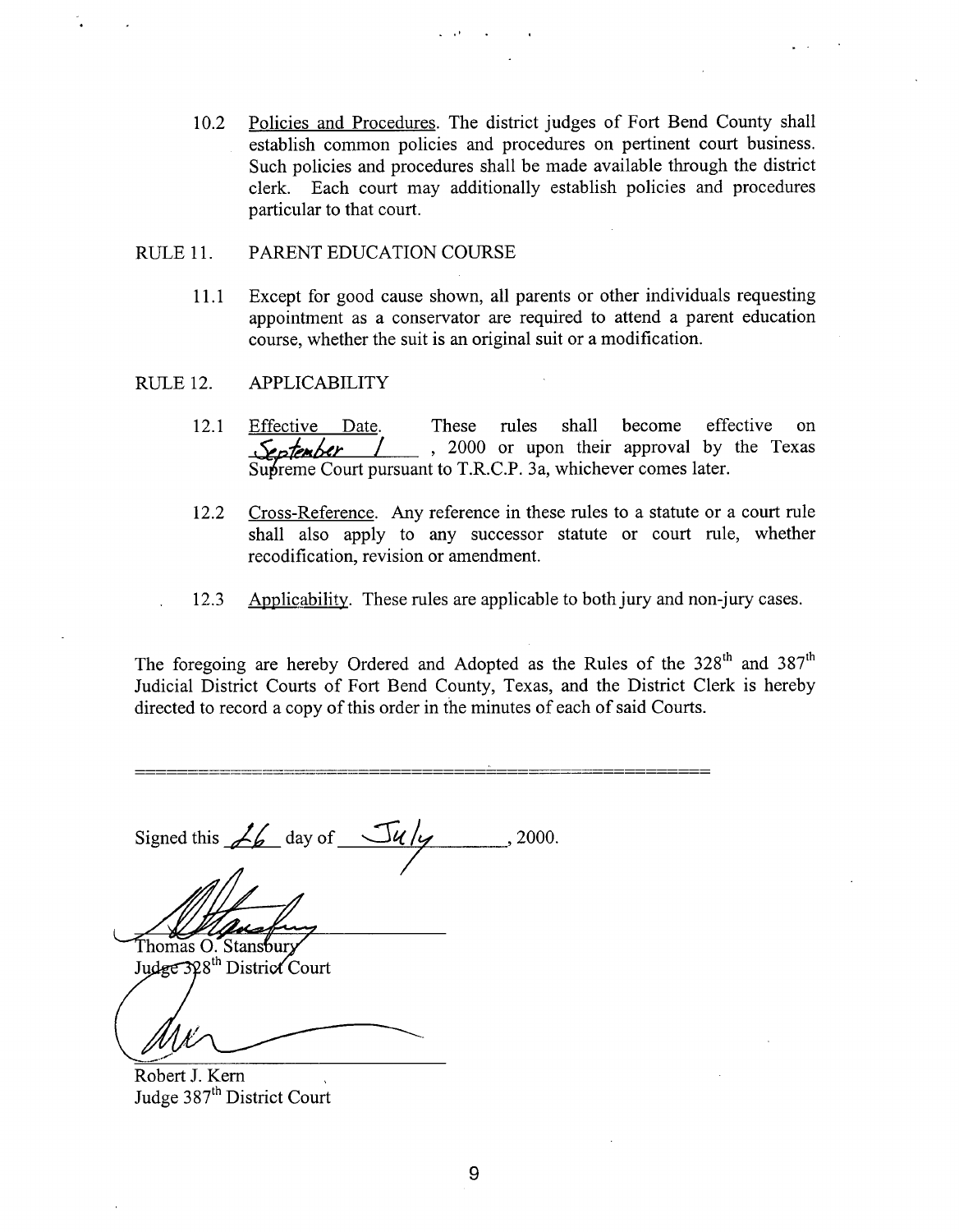10.2 Policies and Procedures. The district judges of Fort Bend County shall establish common policies and procedures on pertinent court business. Such policies and procedures shall be made available through the district clerk. Each court may additionally establish policies and procedures particular to that court.

RULE 11. PARENT EDUCATION COURSE

11.1 Except for good cause shown, all parents or other individuals requesting appointment as a conservator are required to attend a parent education course, whether the suit is an original suit or a modification.

RULE 12. APPLICABILITY

12.1 Effective Date. These rules shall become effective on September 1, 2000 or upon their approval by the Texas Supreme Court pursuant to T.R.C.P. 3a, whichever comes later.

12.2 Cross-Reference. Any reference in these rules to a statute or a court rule shall also apply to any successor statute or court rule, whether recodification, revision or amendment.

12.3 Applicability. These rules are applicable to both jury and non-jury cases.

The foregoing are hereby Ordered and Adopted as the Rules of the 328th and 387th Judicial District Courts of Fort Bend County, Texas, and the District Clerk is hereby directed to record a copy of this order in the minutes of each of said Courts.

---

Signed this 26 day of July, 2000.

Thomas O. Stansbury
Judge 328th District Court

Robert J. Kern
Judge 387th District Court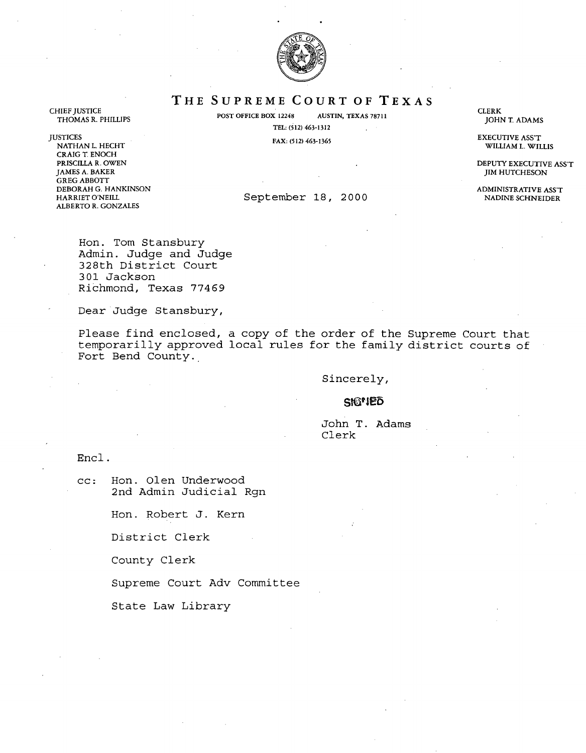# THE SUPREME COURT OF TEXAS

CHIEF JUSTICE
THOMAS R. PHILLIPS

JUSTICES
NATHAN L. HECHT
CRAIG T. ENOCH
PRISCILLA R. OWEN
JAMES A. BAKER
GREG ABBOTT
DEBORAH G. HANKINSON
HARRIET O'NEILL
ALBERTO R. GONZALES

POST OFFICE BOX 12248 AUSTIN, TEXAS 78711
TEL: (512) 463-1312
FAX: (512) 463-1365

CLERK
JOHN T. ADAMS

EXECUTIVE ASS'T
WILLIAM L. WILLIS

DEPUTY EXECUTIVE ASS'T
JIM HUTCHESON

ADMINISTRATIVE ASS'T
NADINE SCHNEIDER

September 18, 2000

Hon. Tom Stansbury
Admin. Judge and Judge
328th District Court
301 Jackson
Richmond, Texas 77469

Dear Judge Stansbury,

Please find enclosed, a copy of the order of the Supreme Court that temporarilly approved local rules for the family district courts of Fort Bend County.

Sincerely,

SIGNED

John T. Adams
Clerk

Encl.

cc: Hon. Olen Underwood
2nd Admin Judicial Rgn

Hon. Robert J. Kern

District Clerk

County Clerk

Supreme Court Adv Committee

State Law Library